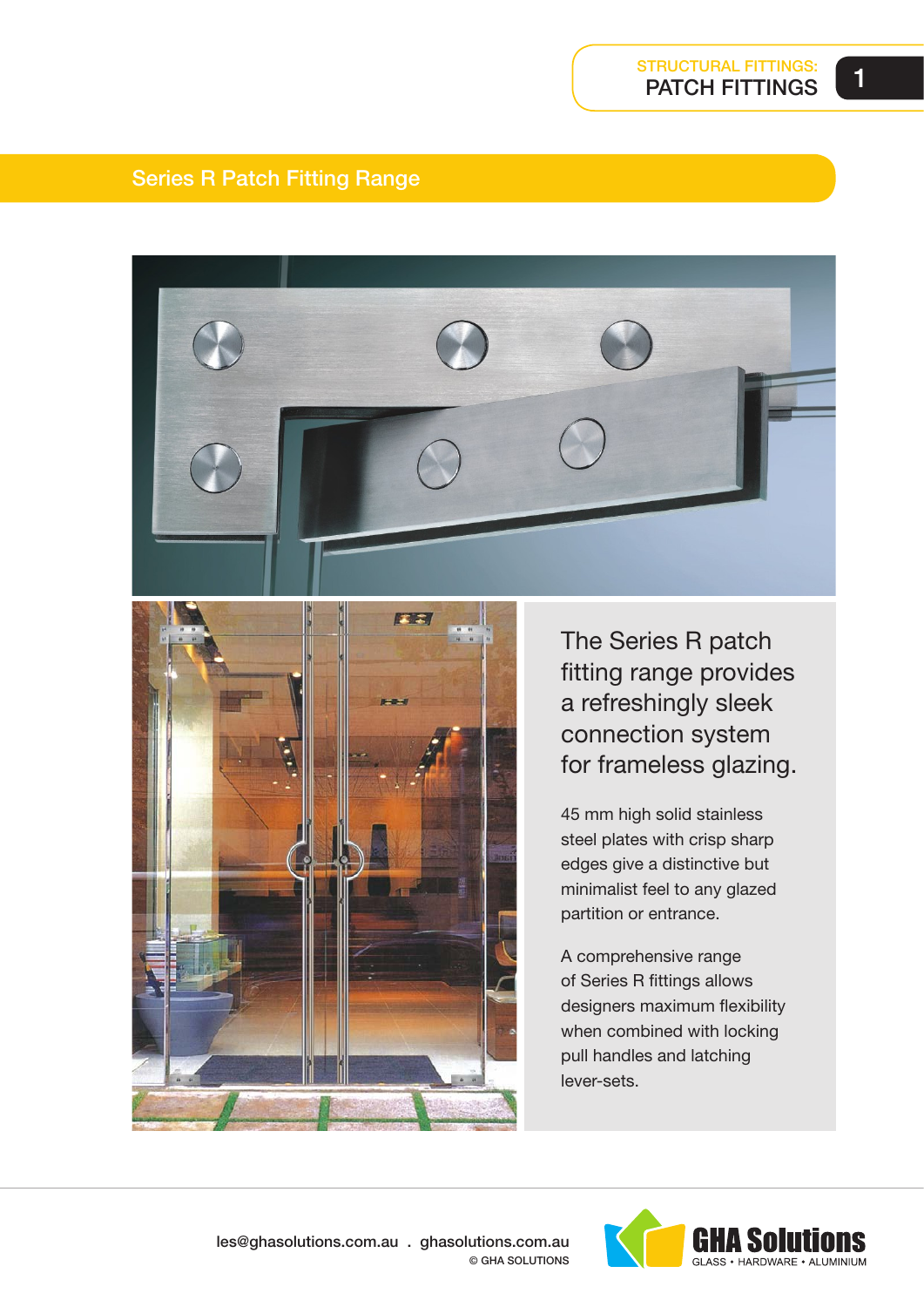STRUCTURAL FITTINGS:
PATCH FITTINGS

## Series R Patch Fitting Range

### The Series R patch fitting range provides a refreshingly sleek connection system for frameless glazing.

45 mm high solid stainless steel plates with crisp sharp edges give a distinctive but minimalist feel to any glazed partition or entrance.

A comprehensive range of Series R fittings allows designers maximum flexibility when combined with locking pull handles and latching lever-sets.

les@ghasolutions.com.au . ghasolutions.com.au
© GHA SOLUTIONS

GHA Solutions
GLASS • HARDWARE • ALUMINIUM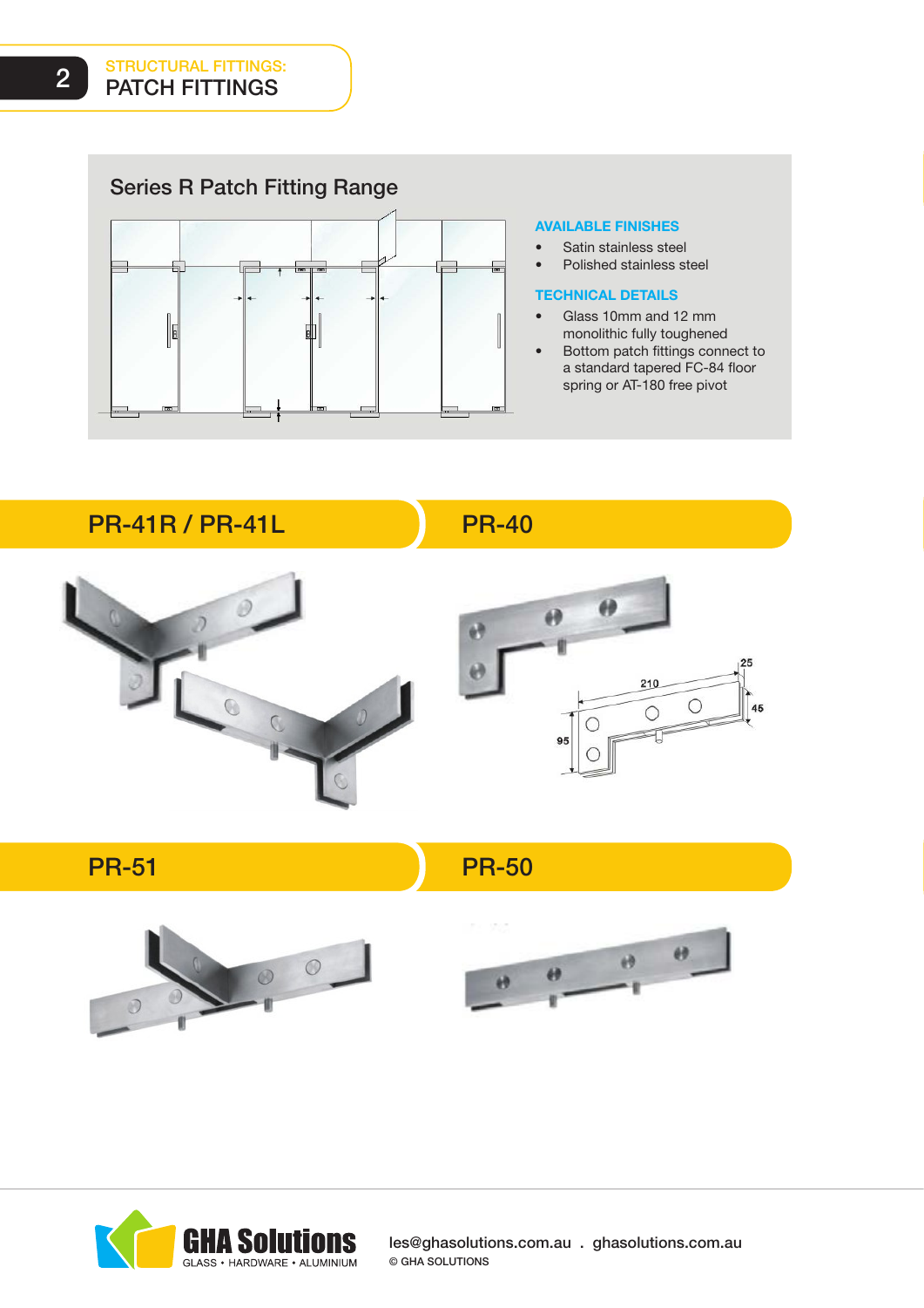# STRUCTURAL FITTINGS: PATCH FITTINGS

## Series R Patch Fitting Range

### AVAILABLE FINISHES

- Satin stainless steel
- Polished stainless steel

### TECHNICAL DETAILS

- Glass 10mm and 12 mm monolithic fully toughened
- Bottom patch fittings connect to a standard tapered FC-84 floor spring or AT-180 free pivot

## PR-41R / PR-41L

## PR-40

210

25

45

95

## PR-51

## PR-50

GHA Solutions
GLASS • HARDWARE • ALUMINIUM

les@ghasolutions.com.au . ghasolutions.com.au
© GHA SOLUTIONS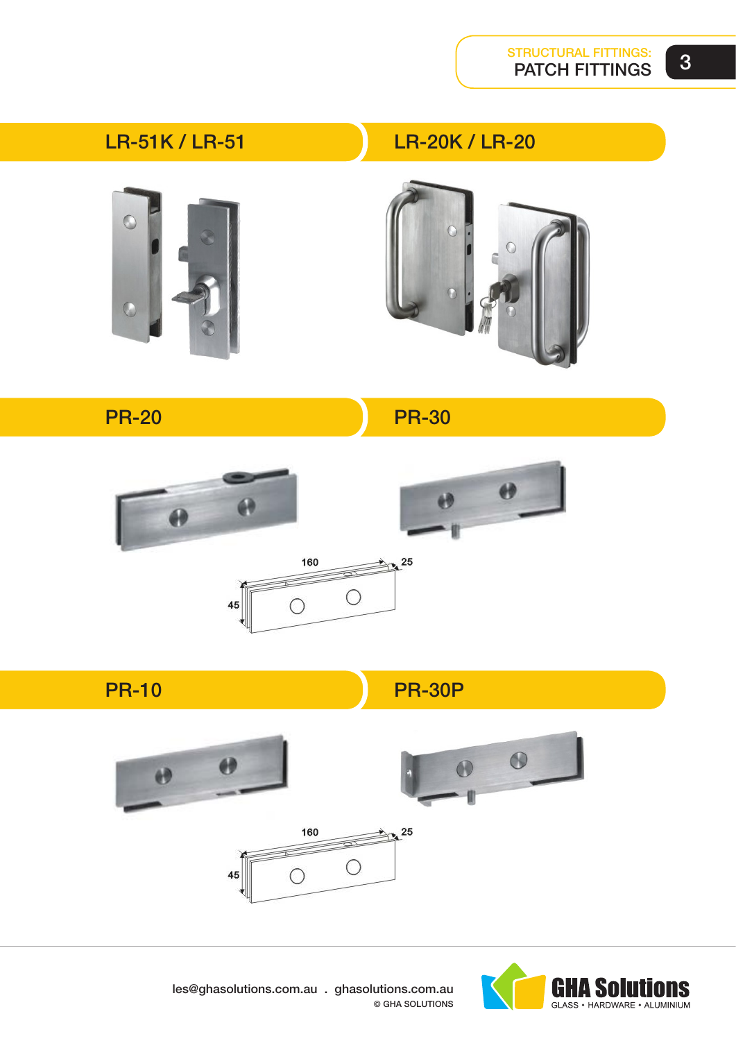## LR-51K / LR-51

## LR-20K / LR-20

## PR-20

160

25

45

## PR-30

## PR-10

160

25

45

## PR-30P

les@ghasolutions.com.au . ghasolutions.com.au

© GHA SOLUTIONS

GHA Solutions

GLASS • HARDWARE • ALUMINIUM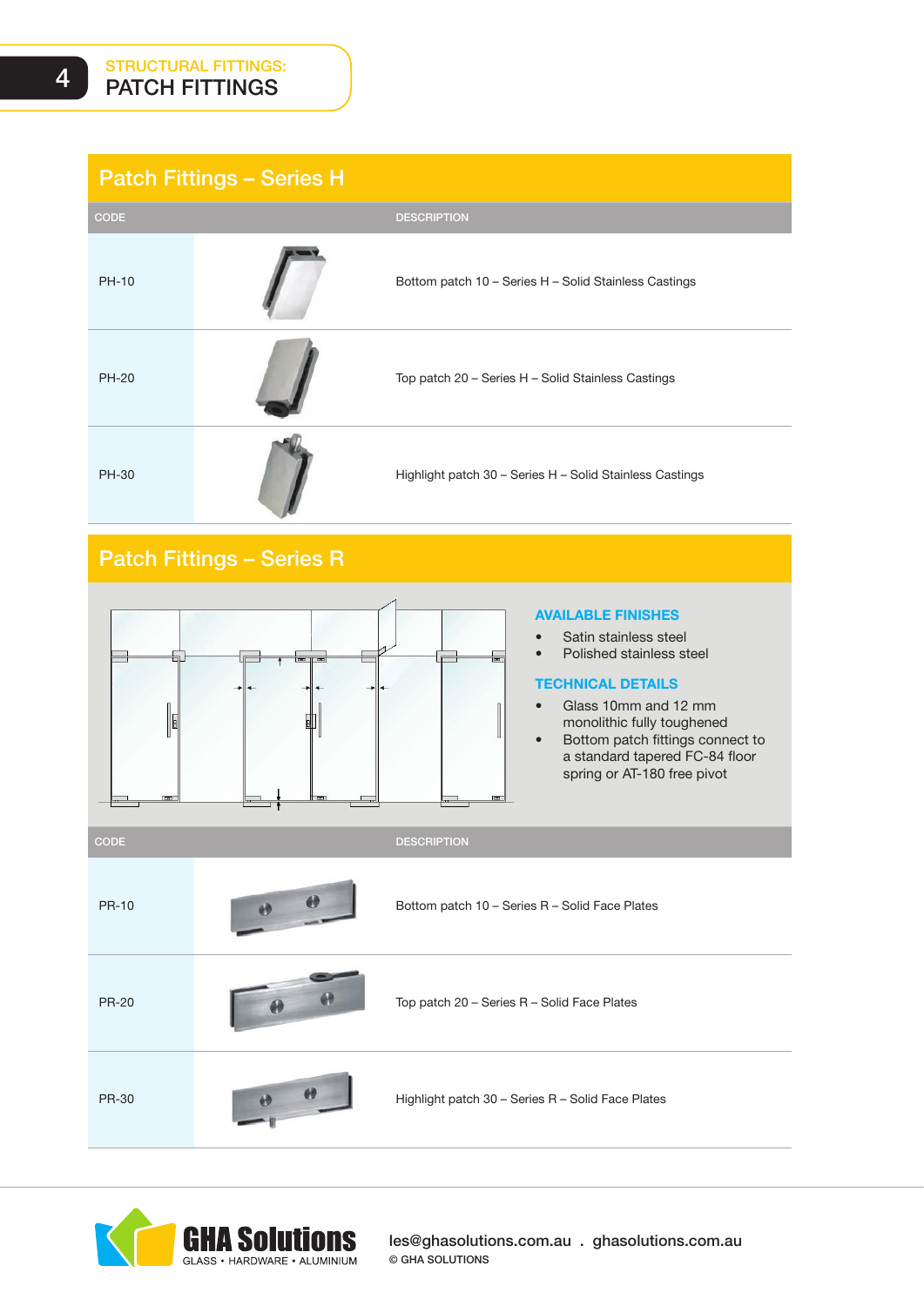# STRUCTURAL FITTINGS: PATCH FITTINGS

## Patch Fittings – Series H

| CODE | DESCRIPTION |
|---|---|
| PH-10 | Bottom patch 10 – Series H – Solid Stainless Castings |
| PH-20 | Top patch 20 – Series H – Solid Stainless Castings |
| PH-30 | Highlight patch 30 – Series H – Solid Stainless Castings |

## Patch Fittings – Series R

### AVAILABLE FINISHES

- Satin stainless steel
- Polished stainless steel

### TECHNICAL DETAILS

- Glass 10mm and 12 mm monolithic fully toughened
- Bottom patch fittings connect to a standard tapered FC-84 floor spring or AT-180 free pivot

| CODE | DESCRIPTION |
|---|---|
| PR-10 | Bottom patch 10 – Series R – Solid Face Plates |
| PR-20 | Top patch 20 – Series R – Solid Face Plates |
| PR-30 | Highlight patch 30 – Series R – Solid Face Plates |

GHA Solutions
GLASS • HARDWARE • ALUMINIUM

les@ghasolutions.com.au . ghasolutions.com.au
© GHA SOLUTIONS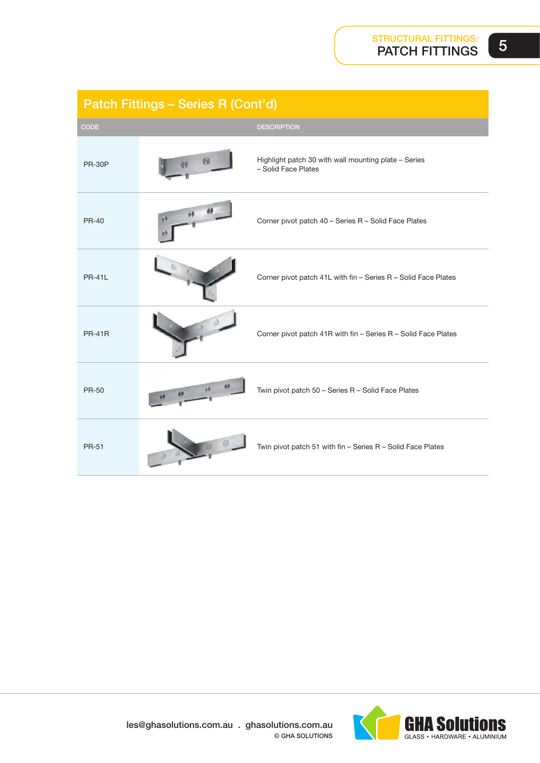## Patch Fittings – Series R (Cont'd)

| CODE | | DESCRIPTION |
|---|---|---|
| PR-30P | | Highlight patch 30 with wall mounting plate – Series – Solid Face Plates |
| PR-40 | | Corner pivot patch 40 – Series R – Solid Face Plates |
| PR-41L | | Corner pivot patch 41L with fin – Series R – Solid Face Plates |
| PR-41R | | Corner pivot patch 41R with fin – Series R – Solid Face Plates |
| PR-50 | | Twin pivot patch 50 – Series R – Solid Face Plates |
| PR-51 | | Twin pivot patch 51 with fin – Series R – Solid Face Plates |

les@ghasolutions.com.au . ghasolutions.com.au
© GHA SOLUTIONS

GHA Solutions
GLASS • HARDWARE • ALUMINIUM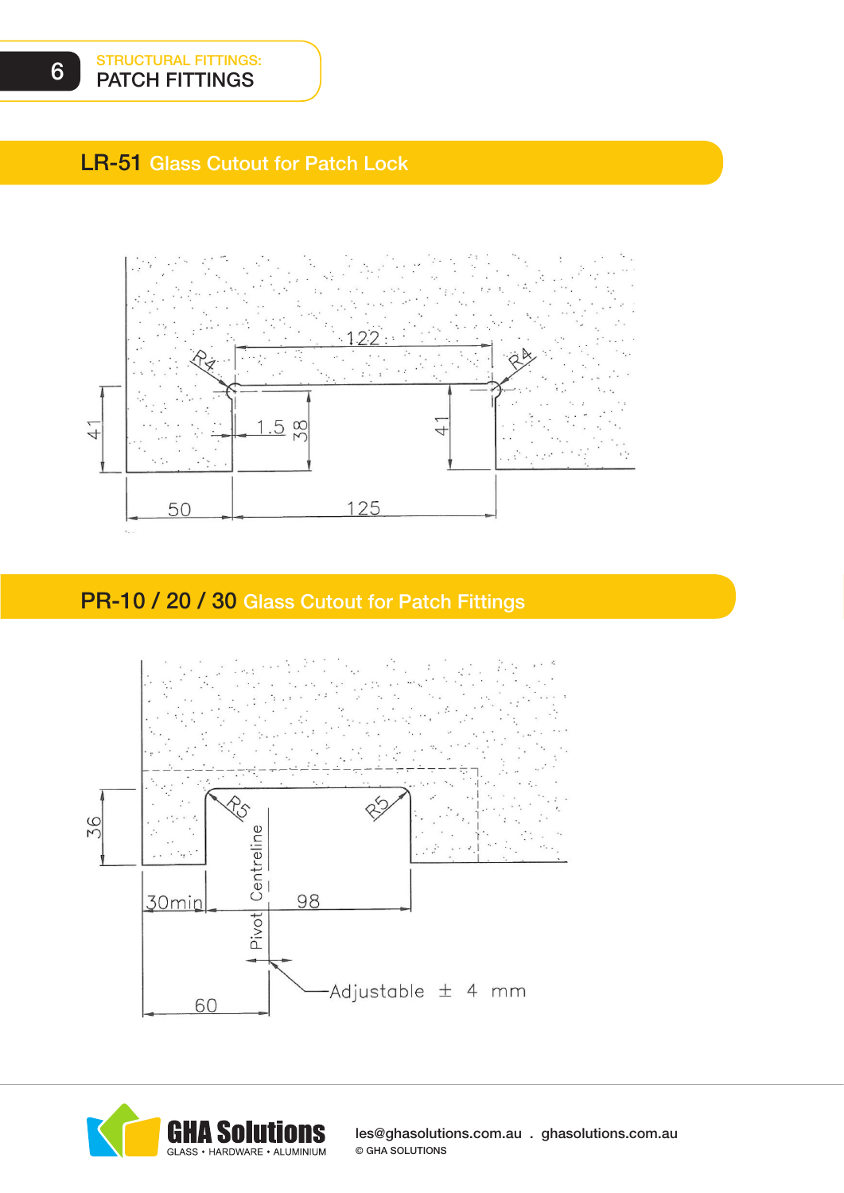STRUCTURAL FITTINGS:
PATCH FITTINGS

## LR-51 Glass Cutout for Patch Lock

122

R4

R4

41

1.5

38

41

50

125

## PR-10 / 20 / 30 Glass Cutout for Patch Fittings

R5

R5

36

Pivot Centreline

30min

98

60

Adjustable ± 4 mm

GHA Solutions
GLASS • HARDWARE • ALUMINIUM

les@ghasolutions.com.au . ghasolutions.com.au
© GHA SOLUTIONS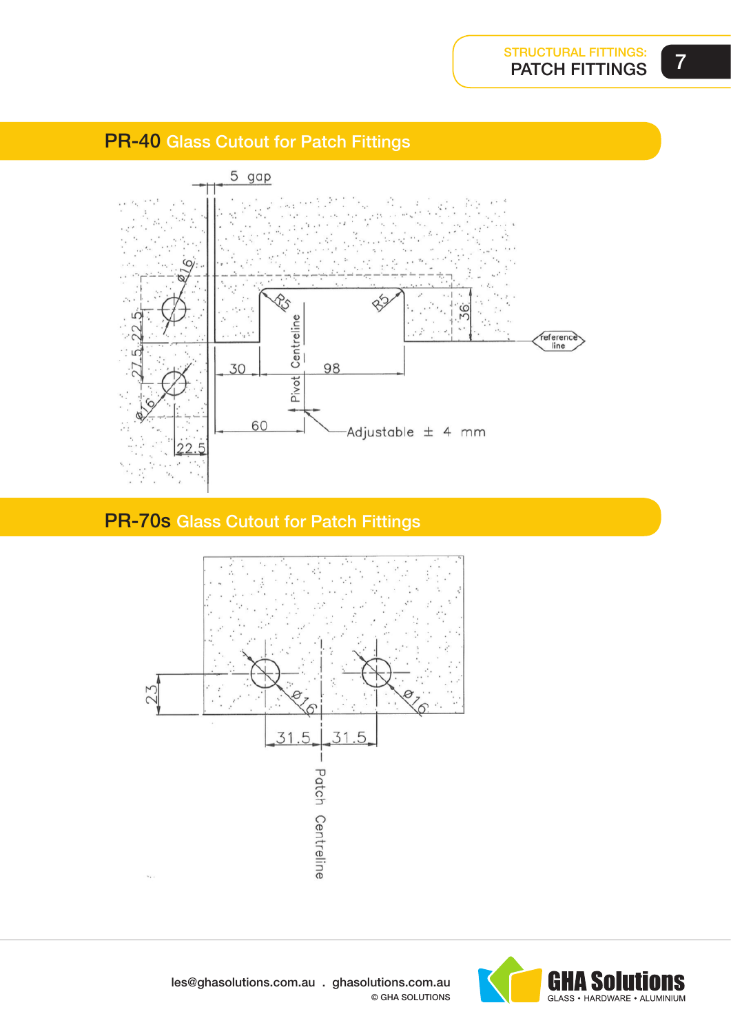## PR-40 Glass Cutout for Patch Fittings

5 gap

Ø16

Ø16

22.5

27.5

22.5

R5

R5

36

reference line

30

98

Pivot Centreline

60

Adjustable ± 4 mm

## PR-70s Glass Cutout for Patch Fittings

23

Ø16

Ø16

31.5

31.5

Patch Centreline

les@ghasolutions.com.au . ghasolutions.com.au

© GHA SOLUTIONS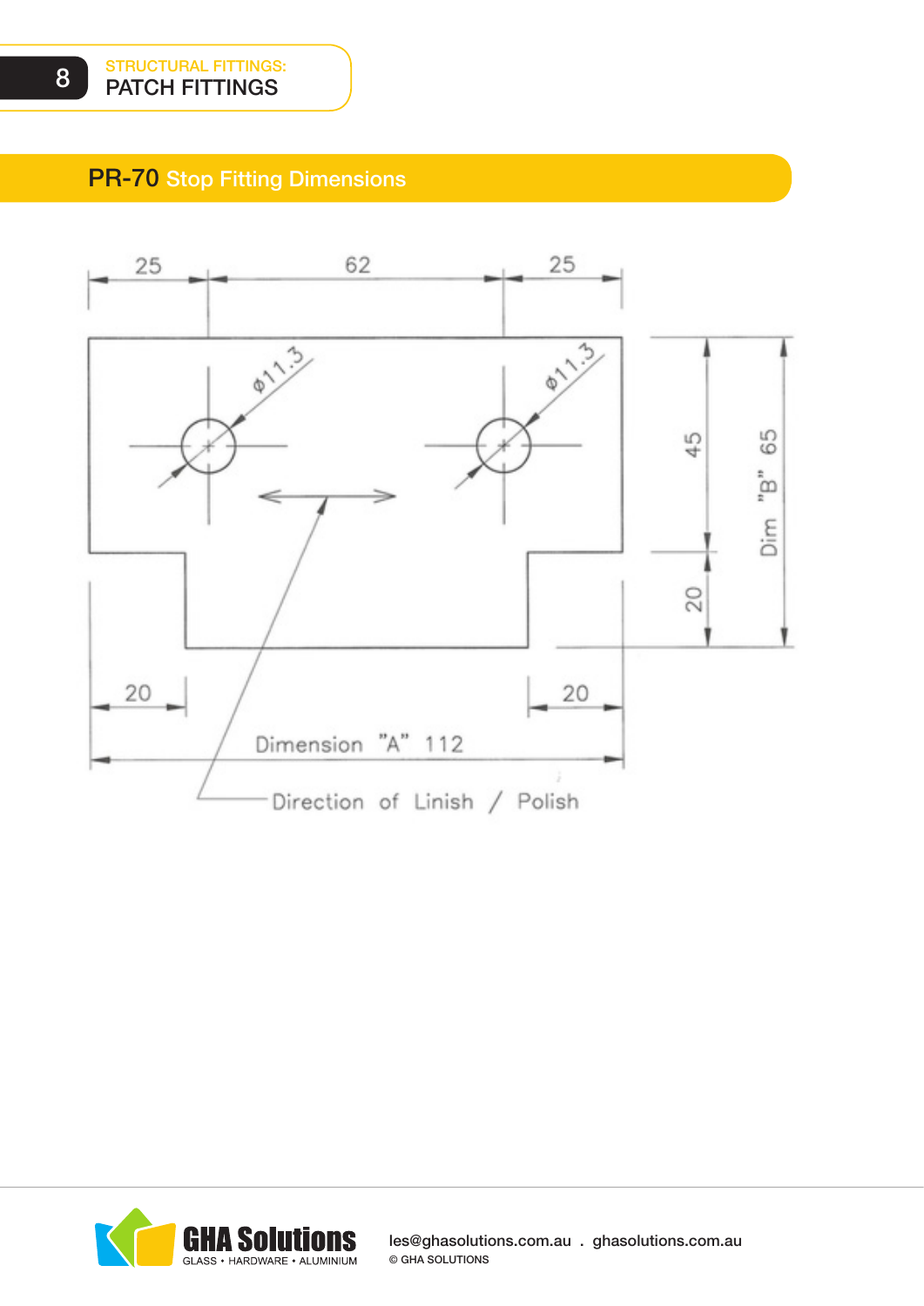## PR-70 Stop Fitting Dimensions

25

62

25

ø11.3

ø11.3

45

20

Dim "B" 65

20

20

Dimension "A" 112

Direction of Linish / Polish